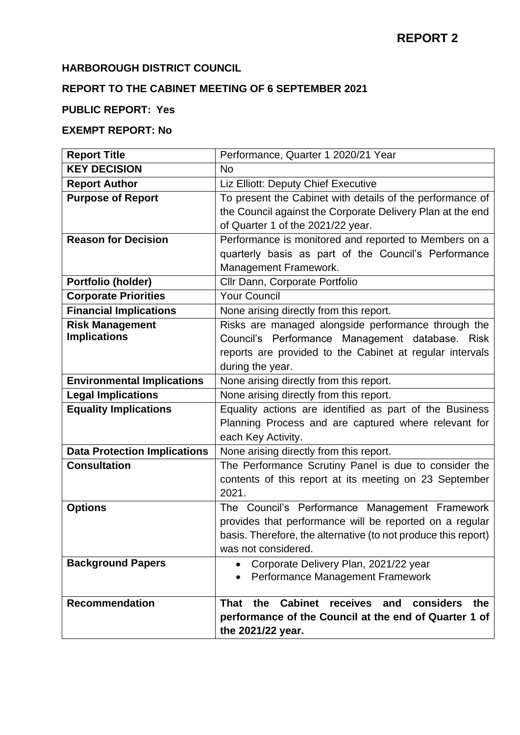**REPORT 2**

**HARBOROUGH DISTRICT COUNCIL**

**REPORT TO THE CABINET MEETING OF 6 SEPTEMBER 2021**

**PUBLIC REPORT: Yes**

**EXEMPT REPORT: No**

| | |
|---|---|
| **Report Title** | Performance, Quarter 1 2020/21 Year |
| **KEY DECISION** | No |
| **Report Author** | Liz Elliott: Deputy Chief Executive |
| **Purpose of Report** | To present the Cabinet with details of the performance of the Council against the Corporate Delivery Plan at the end of Quarter 1 of the 2021/22 year. |
| **Reason for Decision** | Performance is monitored and reported to Members on a quarterly basis as part of the Council's Performance Management Framework. |
| **Portfolio (holder)** | Cllr Dann, Corporate Portfolio |
| **Corporate Priorities** | Your Council |
| **Financial Implications** | None arising directly from this report. |
| **Risk Management Implications** | Risks are managed alongside performance through the Council's Performance Management database. Risk reports are provided to the Cabinet at regular intervals during the year. |
| **Environmental Implications** | None arising directly from this report. |
| **Legal Implications** | None arising directly from this report. |
| **Equality Implications** | Equality actions are identified as part of the Business Planning Process and are captured where relevant for each Key Activity. |
| **Data Protection Implications** | None arising directly from this report. |
| **Consultation** | The Performance Scrutiny Panel is due to consider the contents of this report at its meeting on 23 September 2021. |
| **Options** | The Council's Performance Management Framework provides that performance will be reported on a regular basis. Therefore, the alternative (to not produce this report) was not considered. |
| **Background Papers** | • Corporate Delivery Plan, 2021/22 year<br>• Performance Management Framework |
| **Recommendation** | **That the Cabinet receives and considers the performance of the Council at the end of Quarter 1 of the 2021/22 year.** |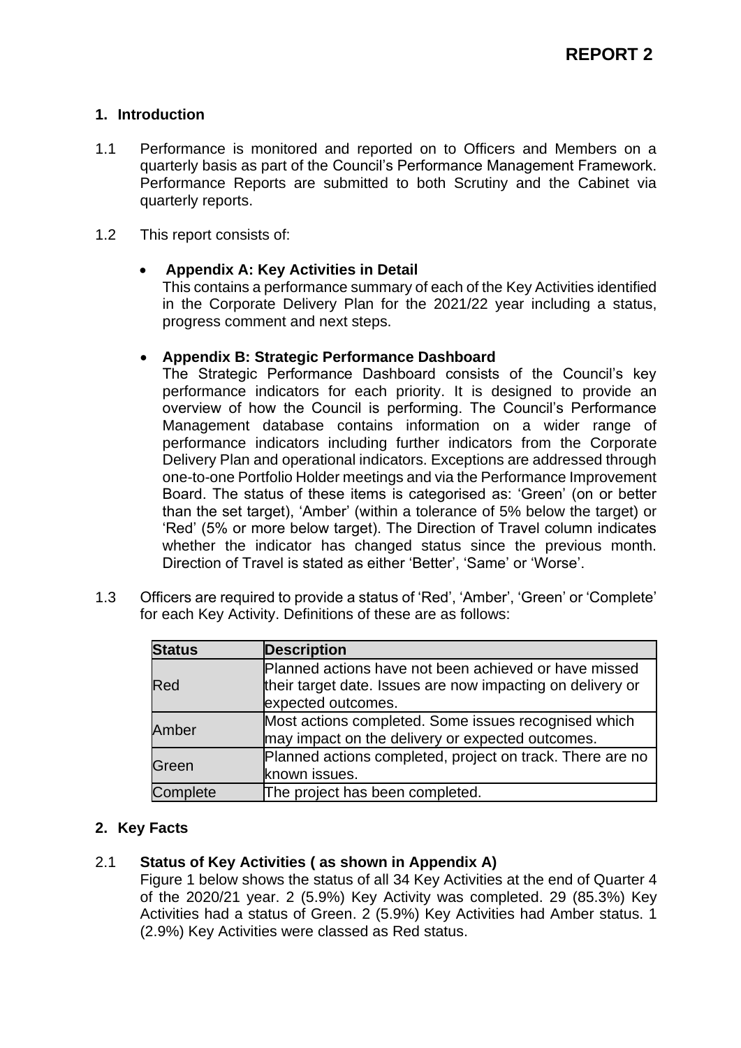# REPORT 2

## 1. Introduction

1.1 Performance is monitored and reported on to Officers and Members on a quarterly basis as part of the Council's Performance Management Framework. Performance Reports are submitted to both Scrutiny and the Cabinet via quarterly reports.

1.2 This report consists of:

- **Appendix A: Key Activities in Detail**
  This contains a performance summary of each of the Key Activities identified in the Corporate Delivery Plan for the 2021/22 year including a status, progress comment and next steps.

- **Appendix B: Strategic Performance Dashboard**
  The Strategic Performance Dashboard consists of the Council's key performance indicators for each priority. It is designed to provide an overview of how the Council is performing. The Council's Performance Management database contains information on a wider range of performance indicators including further indicators from the Corporate Delivery Plan and operational indicators. Exceptions are addressed through one-to-one Portfolio Holder meetings and via the Performance Improvement Board. The status of these items is categorised as: 'Green' (on or better than the set target), 'Amber' (within a tolerance of 5% below the target) or 'Red' (5% or more below target). The Direction of Travel column indicates whether the indicator has changed status since the previous month. Direction of Travel is stated as either 'Better', 'Same' or 'Worse'.

1.3 Officers are required to provide a status of 'Red', 'Amber', 'Green' or 'Complete' for each Key Activity. Definitions of these are as follows:

| Status | Description |
|---|---|
| Red | Planned actions have not been achieved or have missed their target date. Issues are now impacting on delivery or expected outcomes. |
| Amber | Most actions completed. Some issues recognised which may impact on the delivery or expected outcomes. |
| Green | Planned actions completed, project on track. There are no known issues. |
| Complete | The project has been completed. |

## 2. Key Facts

2.1 **Status of Key Activities ( as shown in Appendix A)**
Figure 1 below shows the status of all 34 Key Activities at the end of Quarter 4 of the 2020/21 year. 2 (5.9%) Key Activity was completed. 29 (85.3%) Key Activities had a status of Green. 2 (5.9%) Key Activities had Amber status. 1 (2.9%) Key Activities were classed as Red status.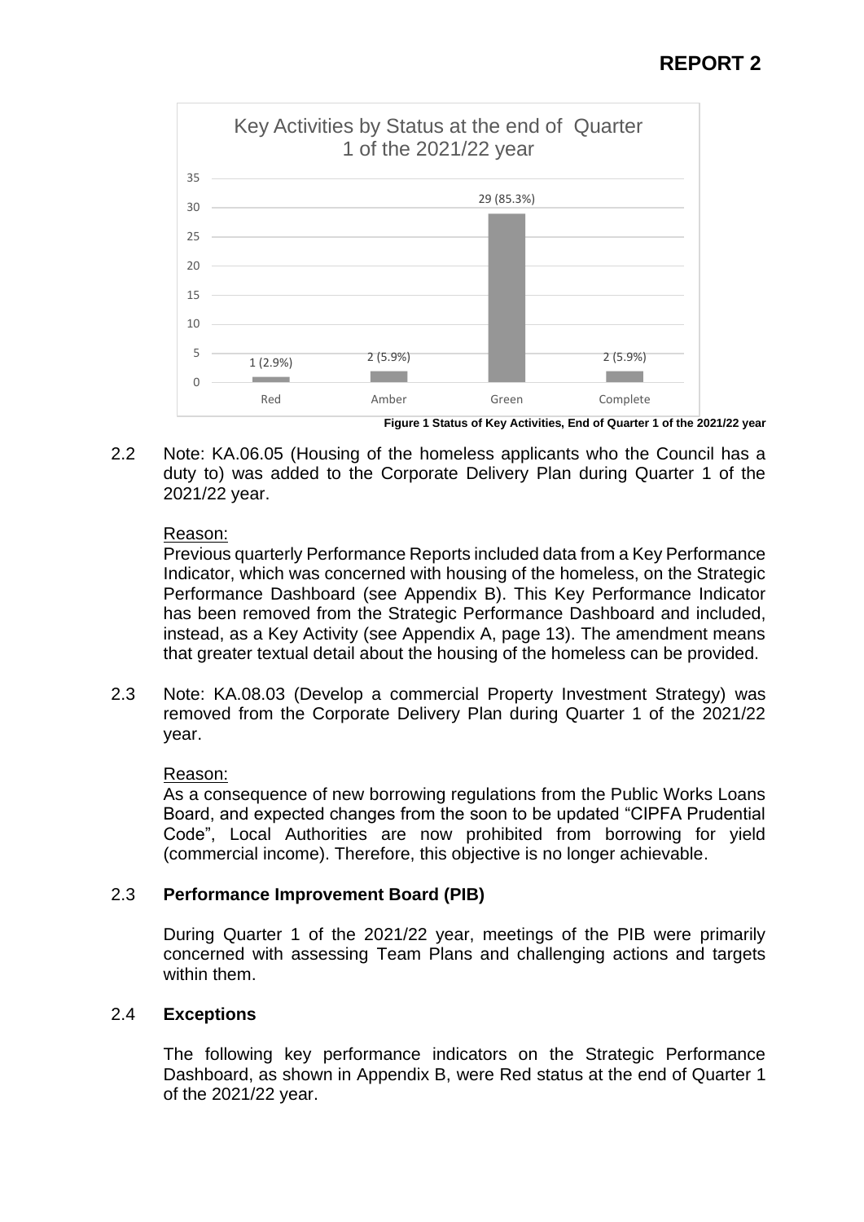**Key Activities by Status at the end of Quarter 1 of the 2021/22 year**

| Status | Number (%) |
|---|---|
| Red | 1 (2.9%) |
| Amber | 2 (5.9%) |
| Green | 29 (85.3%) |
| Complete | 2 (5.9%) |

**Figure 1 Status of Key Activities, End of Quarter 1 of the 2021/22 year**

2.2 Note: KA.06.05 (Housing of the homeless applicants who the Council has a duty to) was added to the Corporate Delivery Plan during Quarter 1 of the 2021/22 year.

Reason:

Previous quarterly Performance Reports included data from a Key Performance Indicator, which was concerned with housing of the homeless, on the Strategic Performance Dashboard (see Appendix B). This Key Performance Indicator has been removed from the Strategic Performance Dashboard and included, instead, as a Key Activity (see Appendix A, page 13). The amendment means that greater textual detail about the housing of the homeless can be provided.

2.3 Note: KA.08.03 (Develop a commercial Property Investment Strategy) was removed from the Corporate Delivery Plan during Quarter 1 of the 2021/22 year.

Reason:

As a consequence of new borrowing regulations from the Public Works Loans Board, and expected changes from the soon to be updated "CIPFA Prudential Code", Local Authorities are now prohibited from borrowing for yield (commercial income). Therefore, this objective is no longer achievable.

### 2.3 Performance Improvement Board (PIB)

During Quarter 1 of the 2021/22 year, meetings of the PIB were primarily concerned with assessing Team Plans and challenging actions and targets within them.

### 2.4 Exceptions

The following key performance indicators on the Strategic Performance Dashboard, as shown in Appendix B, were Red status at the end of Quarter 1 of the 2021/22 year.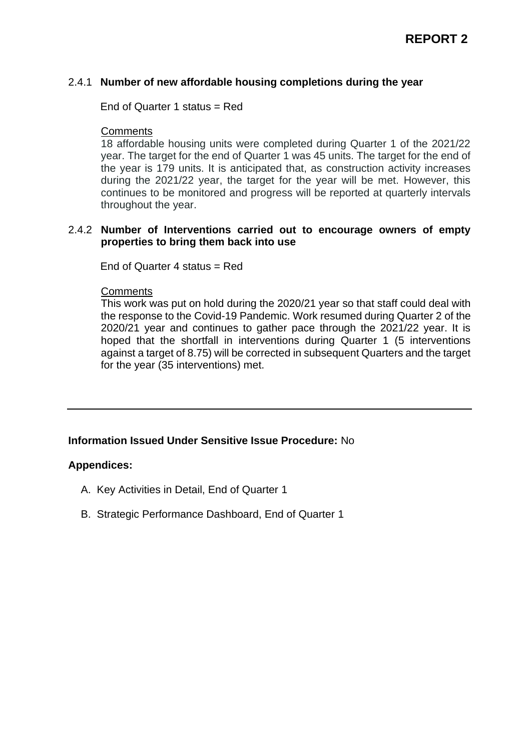**REPORT 2**

2.4.1 **Number of new affordable housing completions during the year**

End of Quarter 1 status = Red

Comments

18 affordable housing units were completed during Quarter 1 of the 2021/22 year. The target for the end of Quarter 1 was 45 units. The target for the end of the year is 179 units. It is anticipated that, as construction activity increases during the 2021/22 year, the target for the year will be met. However, this continues to be monitored and progress will be reported at quarterly intervals throughout the year.

2.4.2 **Number of Interventions carried out to encourage owners of empty properties to bring them back into use**

End of Quarter 4 status = Red

Comments

This work was put on hold during the 2020/21 year so that staff could deal with the response to the Covid-19 Pandemic. Work resumed during Quarter 2 of the 2020/21 year and continues to gather pace through the 2021/22 year. It is hoped that the shortfall in interventions during Quarter 1 (5 interventions against a target of 8.75) will be corrected in subsequent Quarters and the target for the year (35 interventions) met.

---

**Information Issued Under Sensitive Issue Procedure:** No

**Appendices:**

A. Key Activities in Detail, End of Quarter 1

B. Strategic Performance Dashboard, End of Quarter 1